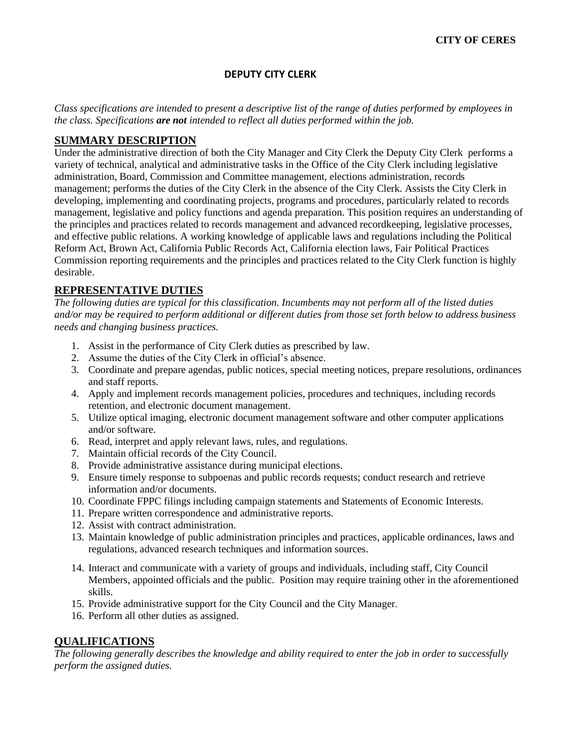**CITY OF CERES**

# DEPUTY CITY CLERK

*Class specifications are intended to present a descriptive list of the range of duties performed by employees in the class. Specifications **are not** intended to reflect all duties performed within the job.*

## SUMMARY DESCRIPTION

Under the administrative direction of both the City Manager and City Clerk the Deputy City Clerk performs a variety of technical, analytical and administrative tasks in the Office of the City Clerk including legislative administration, Board, Commission and Committee management, elections administration, records management; performs the duties of the City Clerk in the absence of the City Clerk. Assists the City Clerk in developing, implementing and coordinating projects, programs and procedures, particularly related to records management, legislative and policy functions and agenda preparation. This position requires an understanding of the principles and practices related to records management and advanced recordkeeping, legislative processes, and effective public relations. A working knowledge of applicable laws and regulations including the Political Reform Act, Brown Act, California Public Records Act, California election laws, Fair Political Practices Commission reporting requirements and the principles and practices related to the City Clerk function is highly desirable.

## REPRESENTATIVE DUTIES

*The following duties are typical for this classification. Incumbents may not perform all of the listed duties and/or may be required to perform additional or different duties from those set forth below to address business needs and changing business practices.*

1. Assist in the performance of City Clerk duties as prescribed by law.
2. Assume the duties of the City Clerk in official's absence.
3. Coordinate and prepare agendas, public notices, special meeting notices, prepare resolutions, ordinances and staff reports.
4. Apply and implement records management policies, procedures and techniques, including records retention, and electronic document management.
5. Utilize optical imaging, electronic document management software and other computer applications and/or software.
6. Read, interpret and apply relevant laws, rules, and regulations.
7. Maintain official records of the City Council.
8. Provide administrative assistance during municipal elections.
9. Ensure timely response to subpoenas and public records requests; conduct research and retrieve information and/or documents.
10. Coordinate FPPC filings including campaign statements and Statements of Economic Interests.
11. Prepare written correspondence and administrative reports.
12. Assist with contract administration.
13. Maintain knowledge of public administration principles and practices, applicable ordinances, laws and regulations, advanced research techniques and information sources.
14. Interact and communicate with a variety of groups and individuals, including staff, City Council Members, appointed officials and the public. Position may require training other in the aforementioned skills.
15. Provide administrative support for the City Council and the City Manager.
16. Perform all other duties as assigned.

## QUALIFICATIONS

*The following generally describes the knowledge and ability required to enter the job in order to successfully perform the assigned duties.*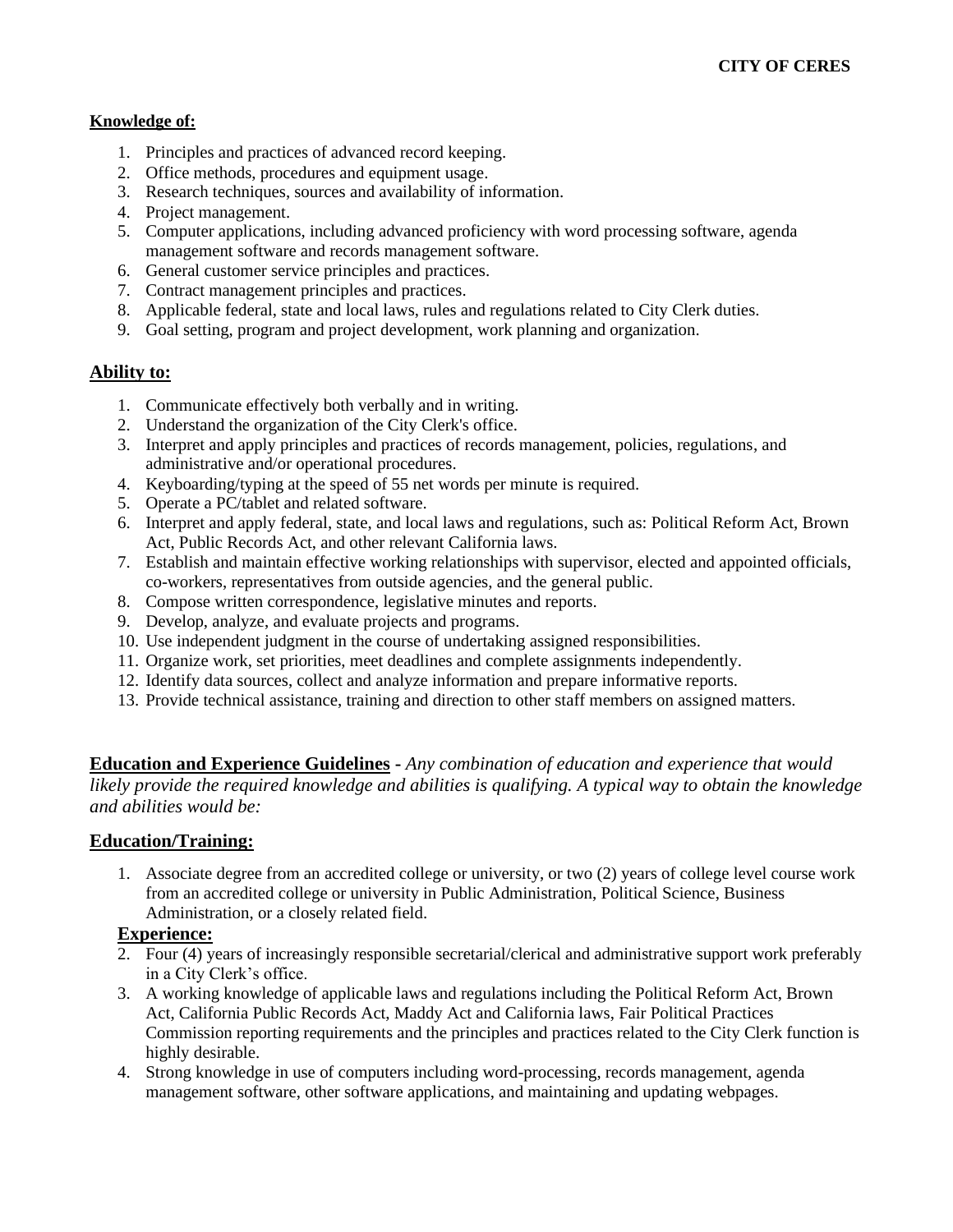**Knowledge of:**

1. Principles and practices of advanced record keeping.
2. Office methods, procedures and equipment usage.
3. Research techniques, sources and availability of information.
4. Project management.
5. Computer applications, including advanced proficiency with word processing software, agenda management software and records management software.
6. General customer service principles and practices.
7. Contract management principles and practices.
8. Applicable federal, state and local laws, rules and regulations related to City Clerk duties.
9. Goal setting, program and project development, work planning and organization.

**Ability to:**

1. Communicate effectively both verbally and in writing.
2. Understand the organization of the City Clerk's office.
3. Interpret and apply principles and practices of records management, policies, regulations, and administrative and/or operational procedures.
4. Keyboarding/typing at the speed of 55 net words per minute is required.
5. Operate a PC/tablet and related software.
6. Interpret and apply federal, state, and local laws and regulations, such as: Political Reform Act, Brown Act, Public Records Act, and other relevant California laws.
7. Establish and maintain effective working relationships with supervisor, elected and appointed officials, co-workers, representatives from outside agencies, and the general public.
8. Compose written correspondence, legislative minutes and reports.
9. Develop, analyze, and evaluate projects and programs.
10. Use independent judgment in the course of undertaking assigned responsibilities.
11. Organize work, set priorities, meet deadlines and complete assignments independently.
12. Identify data sources, collect and analyze information and prepare informative reports.
13. Provide technical assistance, training and direction to other staff members on assigned matters.

**Education and Experience Guidelines** - *Any combination of education and experience that would likely provide the required knowledge and abilities is qualifying. A typical way to obtain the knowledge and abilities would be:*

**Education/Training:**

1. Associate degree from an accredited college or university, or two (2) years of college level course work from an accredited college or university in Public Administration, Political Science, Business Administration, or a closely related field.

**Experience:**

2. Four (4) years of increasingly responsible secretarial/clerical and administrative support work preferably in a City Clerk's office.
3. A working knowledge of applicable laws and regulations including the Political Reform Act, Brown Act, California Public Records Act, Maddy Act and California laws, Fair Political Practices Commission reporting requirements and the principles and practices related to the City Clerk function is highly desirable.
4. Strong knowledge in use of computers including word-processing, records management, agenda management software, other software applications, and maintaining and updating webpages.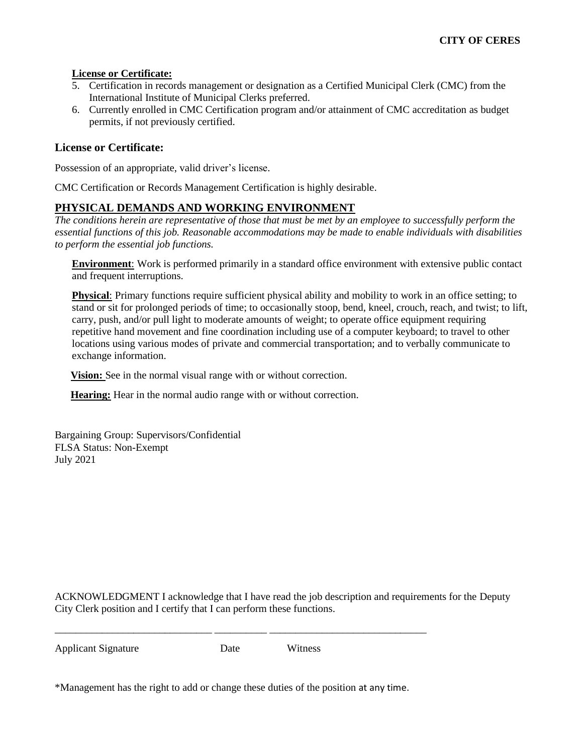**License or Certificate:**

5. Certification in records management or designation as a Certified Municipal Clerk (CMC) from the International Institute of Municipal Clerks preferred.
6. Currently enrolled in CMC Certification program and/or attainment of CMC accreditation as budget permits, if not previously certified.

### License or Certificate:

Possession of an appropriate, valid driver's license.

CMC Certification or Records Management Certification is highly desirable.

## PHYSICAL DEMANDS AND WORKING ENVIRONMENT

*The conditions herein are representative of those that must be met by an employee to successfully perform the essential functions of this job. Reasonable accommodations may be made to enable individuals with disabilities to perform the essential job functions.*

**Environment**: Work is performed primarily in a standard office environment with extensive public contact and frequent interruptions.

**Physical**: Primary functions require sufficient physical ability and mobility to work in an office setting; to stand or sit for prolonged periods of time; to occasionally stoop, bend, kneel, crouch, reach, and twist; to lift, carry, push, and/or pull light to moderate amounts of weight; to operate office equipment requiring repetitive hand movement and fine coordination including use of a computer keyboard; to travel to other locations using various modes of private and commercial transportation; and to verbally communicate to exchange information.

**Vision:** See in the normal visual range with or without correction.

**Hearing:** Hear in the normal audio range with or without correction.

Bargaining Group: Supervisors/Confidential
FLSA Status: Non-Exempt
July 2021

ACKNOWLEDGMENT I acknowledge that I have read the job description and requirements for the Deputy City Clerk position and I certify that I can perform these functions.

______________________________ __________ ______________________________

Applicant Signature Date Witness

*Management has the right to add or change these duties of the position at any time.